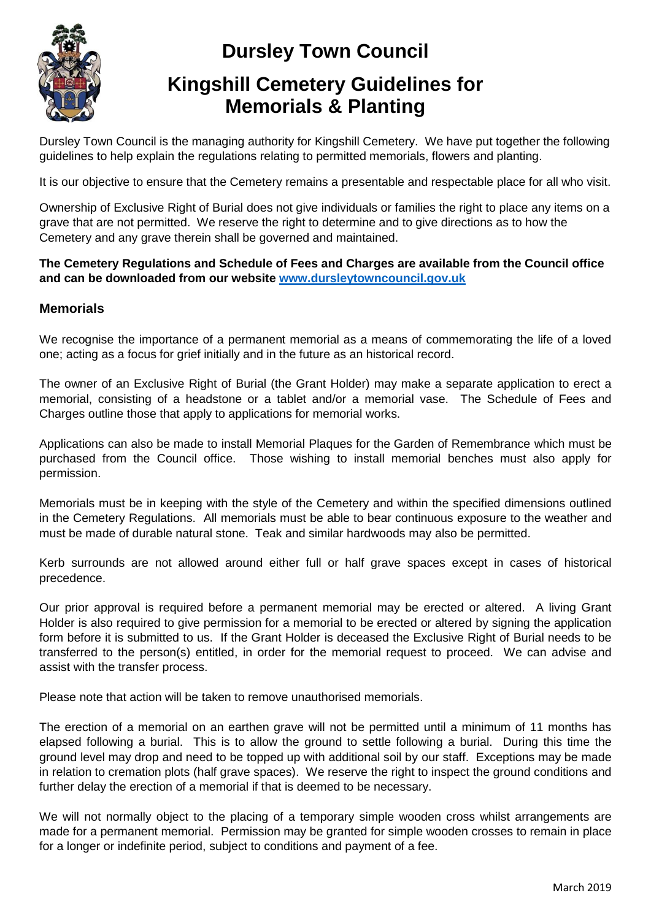# Dursley Town Council

# Kingshill Cemetery Guidelines for Memorials & Planting

Dursley Town Council is the managing authority for Kingshill Cemetery. We have put together the following guidelines to help explain the regulations relating to permitted memorials, flowers and planting.

It is our objective to ensure that the Cemetery remains a presentable and respectable place for all who visit.

Ownership of Exclusive Right of Burial does not give individuals or families the right to place any items on a grave that are not permitted. We reserve the right to determine and to give directions as to how the Cemetery and any grave therein shall be governed and maintained.

**The Cemetery Regulations and Schedule of Fees and Charges are available from the Council office and can be downloaded from our website [www.dursleytowncouncil.gov.uk](http://www.dursleytowncouncil.gov.uk)**

## Memorials

We recognise the importance of a permanent memorial as a means of commemorating the life of a loved one; acting as a focus for grief initially and in the future as an historical record.

The owner of an Exclusive Right of Burial (the Grant Holder) may make a separate application to erect a memorial, consisting of a headstone or a tablet and/or a memorial vase. The Schedule of Fees and Charges outline those that apply to applications for memorial works.

Applications can also be made to install Memorial Plaques for the Garden of Remembrance which must be purchased from the Council office. Those wishing to install memorial benches must also apply for permission.

Memorials must be in keeping with the style of the Cemetery and within the specified dimensions outlined in the Cemetery Regulations. All memorials must be able to bear continuous exposure to the weather and must be made of durable natural stone. Teak and similar hardwoods may also be permitted.

Kerb surrounds are not allowed around either full or half grave spaces except in cases of historical precedence.

Our prior approval is required before a permanent memorial may be erected or altered. A living Grant Holder is also required to give permission for a memorial to be erected or altered by signing the application form before it is submitted to us. If the Grant Holder is deceased the Exclusive Right of Burial needs to be transferred to the person(s) entitled, in order for the memorial request to proceed. We can advise and assist with the transfer process.

Please note that action will be taken to remove unauthorised memorials.

The erection of a memorial on an earthen grave will not be permitted until a minimum of 11 months has elapsed following a burial. This is to allow the ground to settle following a burial. During this time the ground level may drop and need to be topped up with additional soil by our staff. Exceptions may be made in relation to cremation plots (half grave spaces). We reserve the right to inspect the ground conditions and further delay the erection of a memorial if that is deemed to be necessary.

We will not normally object to the placing of a temporary simple wooden cross whilst arrangements are made for a permanent memorial. Permission may be granted for simple wooden crosses to remain in place for a longer or indefinite period, subject to conditions and payment of a fee.

March 2019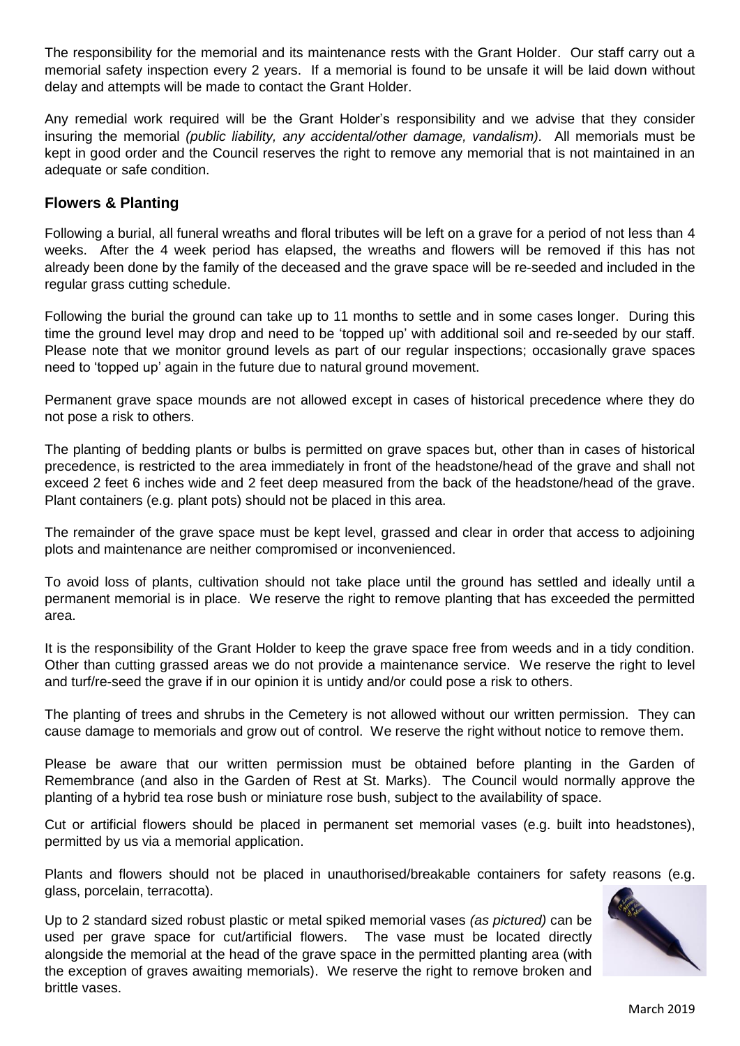The responsibility for the memorial and its maintenance rests with the Grant Holder. Our staff carry out a memorial safety inspection every 2 years. If a memorial is found to be unsafe it will be laid down without delay and attempts will be made to contact the Grant Holder.

Any remedial work required will be the Grant Holder's responsibility and we advise that they consider insuring the memorial *(public liability, any accidental/other damage, vandalism).* All memorials must be kept in good order and the Council reserves the right to remove any memorial that is not maintained in an adequate or safe condition.

### Flowers & Planting

Following a burial, all funeral wreaths and floral tributes will be left on a grave for a period of not less than 4 weeks. After the 4 week period has elapsed, the wreaths and flowers will be removed if this has not already been done by the family of the deceased and the grave space will be re-seeded and included in the regular grass cutting schedule.

Following the burial the ground can take up to 11 months to settle and in some cases longer. During this time the ground level may drop and need to be 'topped up' with additional soil and re-seeded by our staff. Please note that we monitor ground levels as part of our regular inspections; occasionally grave spaces need to 'topped up' again in the future due to natural ground movement.

Permanent grave space mounds are not allowed except in cases of historical precedence where they do not pose a risk to others.

The planting of bedding plants or bulbs is permitted on grave spaces but, other than in cases of historical precedence, is restricted to the area immediately in front of the headstone/head of the grave and shall not exceed 2 feet 6 inches wide and 2 feet deep measured from the back of the headstone/head of the grave. Plant containers (e.g. plant pots) should not be placed in this area.

The remainder of the grave space must be kept level, grassed and clear in order that access to adjoining plots and maintenance are neither compromised or inconvenienced.

To avoid loss of plants, cultivation should not take place until the ground has settled and ideally until a permanent memorial is in place. We reserve the right to remove planting that has exceeded the permitted area.

It is the responsibility of the Grant Holder to keep the grave space free from weeds and in a tidy condition. Other than cutting grassed areas we do not provide a maintenance service. We reserve the right to level and turf/re-seed the grave if in our opinion it is untidy and/or could pose a risk to others.

The planting of trees and shrubs in the Cemetery is not allowed without our written permission. They can cause damage to memorials and grow out of control. We reserve the right without notice to remove them.

Please be aware that our written permission must be obtained before planting in the Garden of Remembrance (and also in the Garden of Rest at St. Marks). The Council would normally approve the planting of a hybrid tea rose bush or miniature rose bush, subject to the availability of space.

Cut or artificial flowers should be placed in permanent set memorial vases (e.g. built into headstones), permitted by us via a memorial application.

Plants and flowers should not be placed in unauthorised/breakable containers for safety reasons (e.g. glass, porcelain, terracotta).

Up to 2 standard sized robust plastic or metal spiked memorial vases *(as pictured)* can be used per grave space for cut/artificial flowers. The vase must be located directly alongside the memorial at the head of the grave space in the permitted planting area (with the exception of graves awaiting memorials). We reserve the right to remove broken and brittle vases.

March 2019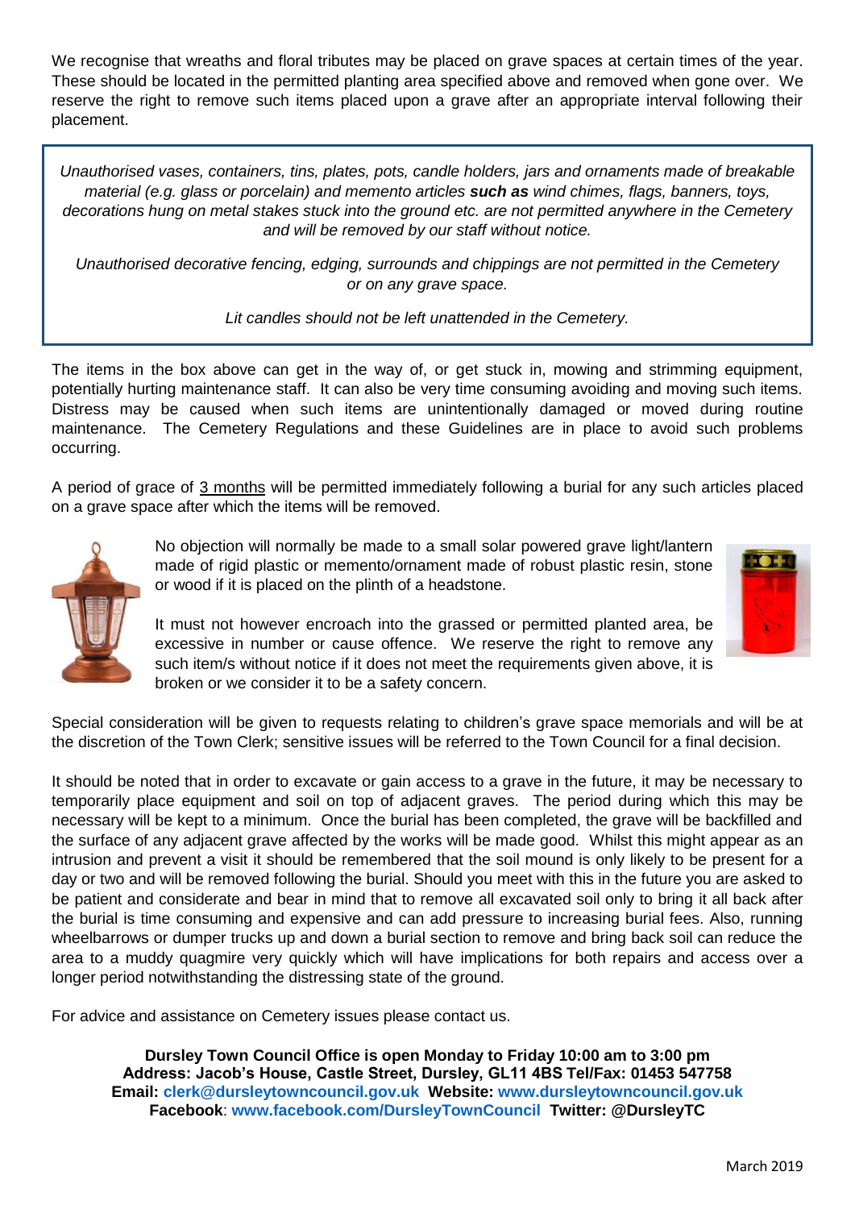We recognise that wreaths and floral tributes may be placed on grave spaces at certain times of the year. These should be located in the permitted planting area specified above and removed when gone over. We reserve the right to remove such items placed upon a grave after an appropriate interval following their placement.

*Unauthorised vases, containers, tins, plates, pots, candle holders, jars and ornaments made of breakable material (e.g. glass or porcelain) and memento articles* ***such as*** *wind chimes, flags, banners, toys, decorations hung on metal stakes stuck into the ground etc. are not permitted anywhere in the Cemetery and will be removed by our staff without notice.*

*Unauthorised decorative fencing, edging, surrounds and chippings are not permitted in the Cemetery or on any grave space.*

*Lit candles should not be left unattended in the Cemetery.*

The items in the box above can get in the way of, or get stuck in, mowing and strimming equipment, potentially hurting maintenance staff. It can also be very time consuming avoiding and moving such items. Distress may be caused when such items are unintentionally damaged or moved during routine maintenance. The Cemetery Regulations and these Guidelines are in place to avoid such problems occurring.

A period of grace of 3 months will be permitted immediately following a burial for any such articles placed on a grave space after which the items will be removed.

No objection will normally be made to a small solar powered grave light/lantern made of rigid plastic or memento/ornament made of robust plastic resin, stone or wood if it is placed on the plinth of a headstone.

It must not however encroach into the grassed or permitted planted area, be excessive in number or cause offence. We reserve the right to remove any such item/s without notice if it does not meet the requirements given above, it is broken or we consider it to be a safety concern.

Special consideration will be given to requests relating to children's grave space memorials and will be at the discretion of the Town Clerk; sensitive issues will be referred to the Town Council for a final decision.

It should be noted that in order to excavate or gain access to a grave in the future, it may be necessary to temporarily place equipment and soil on top of adjacent graves. The period during which this may be necessary will be kept to a minimum. Once the burial has been completed, the grave will be backfilled and the surface of any adjacent grave affected by the works will be made good. Whilst this might appear as an intrusion and prevent a visit it should be remembered that the soil mound is only likely to be present for a day or two and will be removed following the burial. Should you meet with this in the future you are asked to be patient and considerate and bear in mind that to remove all excavated soil only to bring it all back after the burial is time consuming and expensive and can add pressure to increasing burial fees. Also, running wheelbarrows or dumper trucks up and down a burial section to remove and bring back soil can reduce the area to a muddy quagmire very quickly which will have implications for both repairs and access over a longer period notwithstanding the distressing state of the ground.

For advice and assistance on Cemetery issues please contact us.

**Dursley Town Council Office is open Monday to Friday 10:00 am to 3:00 pm**
**Address: Jacob's House, Castle Street, Dursley, GL11 4BS Tel/Fax: 01453 547758**
**Email: clerk@dursleytowncouncil.gov.uk Website: www.dursleytowncouncil.gov.uk**
**Facebook: www.facebook.com/DursleyTownCouncil Twitter: @DursleyTC**

March 2019